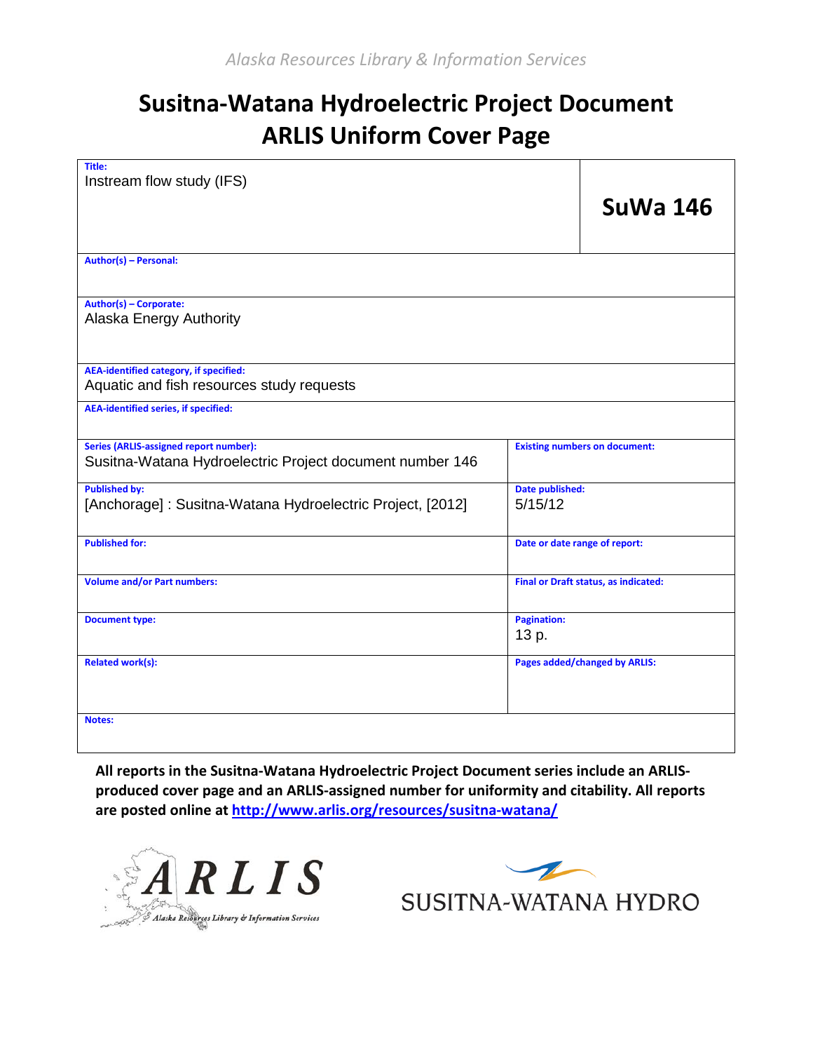*Alaska Resources Library & Information Services*

# Susitna-Watana Hydroelectric Project Document
# ARLIS Uniform Cover Page

| **Title:** Instream flow study (IFS) | | **SuWa 146** |
|---|---|---|
| **Author(s) – Personal:** | | |
| **Author(s) – Corporate:** Alaska Energy Authority | | |
| **AEA-identified category, if specified:** Aquatic and fish resources study requests | | |
| **AEA-identified series, if specified:** | | |
| **Series (ARLIS-assigned report number):** Susitna-Watana Hydroelectric Project document number 146 | **Existing numbers on document:** | |
| **Published by:** [Anchorage] : Susitna-Watana Hydroelectric Project, [2012] | **Date published:** 5/15/12 | |
| **Published for:** | **Date or date range of report:** | |
| **Volume and/or Part numbers:** | **Final or Draft status, as indicated:** | |
| **Document type:** | **Pagination:** 13 p. | |
| **Related work(s):** | **Pages added/changed by ARLIS:** | |
| **Notes:** | | |

**All reports in the Susitna-Watana Hydroelectric Project Document series include an ARLIS-produced cover page and an ARLIS-assigned number for uniformity and citability. All reports are posted online at [http://www.arlis.org/resources/susitna-watana/](http://www.arlis.org/resources/susitna-watana/)**

ARLIS
Alaska Resources Library & Information Services

SUSITNA-WATANA HYDRO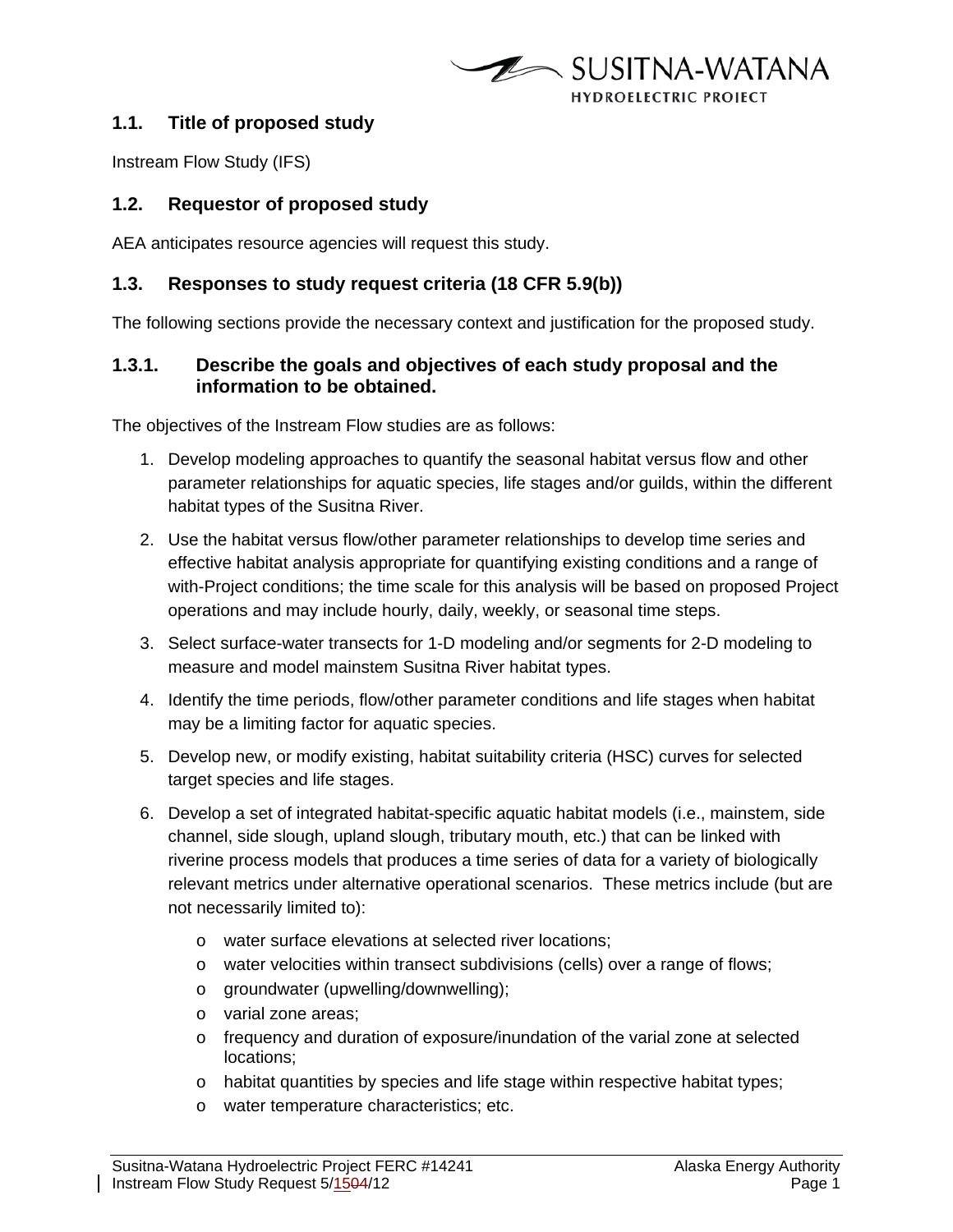## 1.1. Title of proposed study

Instream Flow Study (IFS)

## 1.2. Requestor of proposed study

AEA anticipates resource agencies will request this study.

## 1.3. Responses to study request criteria (18 CFR 5.9(b))

The following sections provide the necessary context and justification for the proposed study.

### 1.3.1. Describe the goals and objectives of each study proposal and the information to be obtained.

The objectives of the Instream Flow studies are as follows:

1. Develop modeling approaches to quantify the seasonal habitat versus flow and other parameter relationships for aquatic species, life stages and/or guilds, within the different habitat types of the Susitna River.
2. Use the habitat versus flow/other parameter relationships to develop time series and effective habitat analysis appropriate for quantifying existing conditions and a range of with-Project conditions; the time scale for this analysis will be based on proposed Project operations and may include hourly, daily, weekly, or seasonal time steps.
3. Select surface-water transects for 1-D modeling and/or segments for 2-D modeling to measure and model mainstem Susitna River habitat types.
4. Identify the time periods, flow/other parameter conditions and life stages when habitat may be a limiting factor for aquatic species.
5. Develop new, or modify existing, habitat suitability criteria (HSC) curves for selected target species and life stages.
6. Develop a set of integrated habitat-specific aquatic habitat models (i.e., mainstem, side channel, side slough, upland slough, tributary mouth, etc.) that can be linked with riverine process models that produces a time series of data for a variety of biologically relevant metrics under alternative operational scenarios. These metrics include (but are not necessarily limited to):
   - water surface elevations at selected river locations;
   - water velocities within transect subdivisions (cells) over a range of flows;
   - groundwater (upwelling/downwelling);
   - varial zone areas;
   - frequency and duration of exposure/inundation of the varial zone at selected locations;
   - habitat quantities by species and life stage within respective habitat types;
   - water temperature characteristics; etc.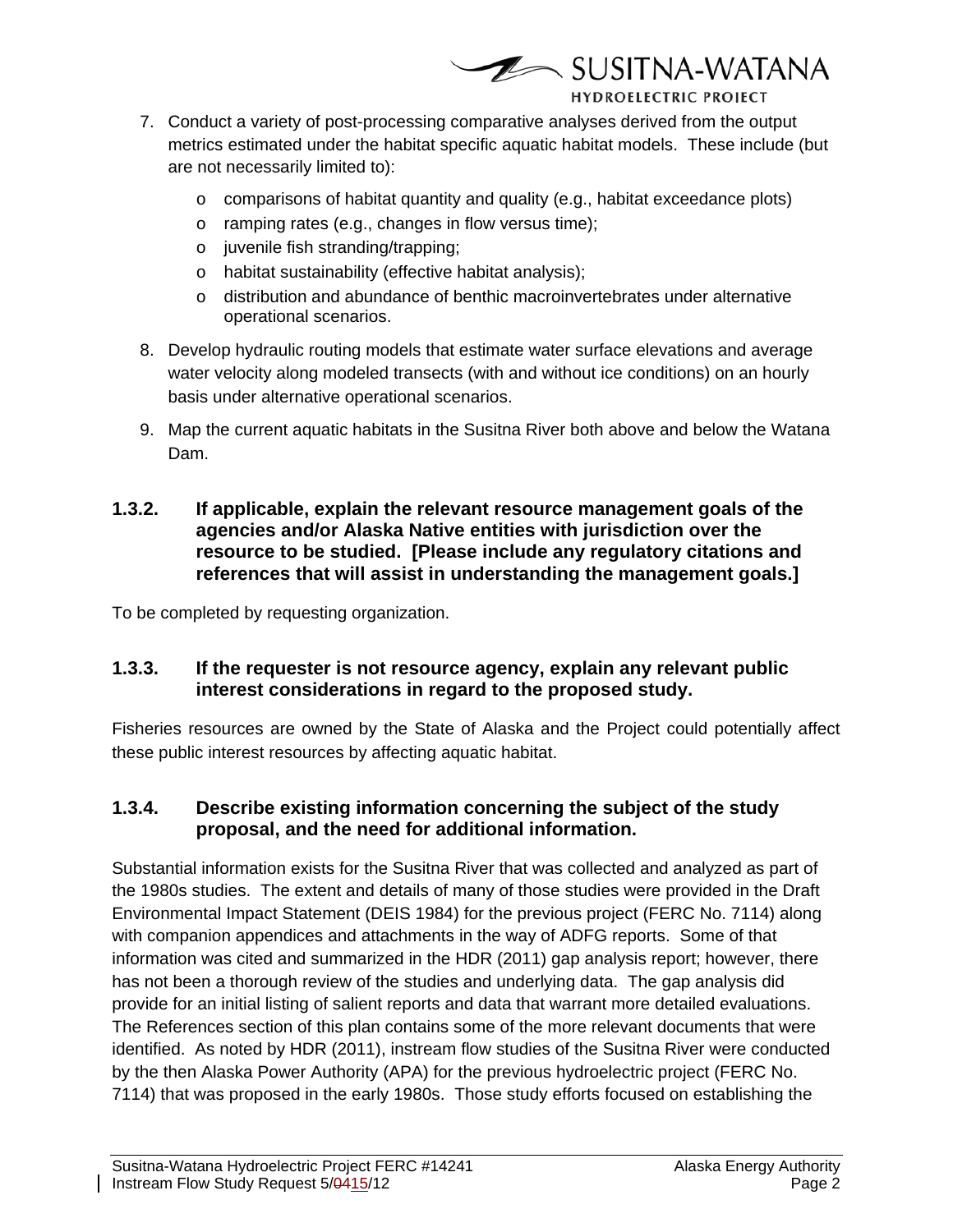7. Conduct a variety of post-processing comparative analyses derived from the output metrics estimated under the habitat specific aquatic habitat models. These include (but are not necessarily limited to):
   - comparisons of habitat quantity and quality (e.g., habitat exceedance plots)
   - ramping rates (e.g., changes in flow versus time);
   - juvenile fish stranding/trapping;
   - habitat sustainability (effective habitat analysis);
   - distribution and abundance of benthic macroinvertebrates under alternative operational scenarios.
8. Develop hydraulic routing models that estimate water surface elevations and average water velocity along modeled transects (with and without ice conditions) on an hourly basis under alternative operational scenarios.
9. Map the current aquatic habitats in the Susitna River both above and below the Watana Dam.

### 1.3.2. If applicable, explain the relevant resource management goals of the agencies and/or Alaska Native entities with jurisdiction over the resource to be studied. [Please include any regulatory citations and references that will assist in understanding the management goals.]

To be completed by requesting organization.

### 1.3.3. If the requester is not resource agency, explain any relevant public interest considerations in regard to the proposed study.

Fisheries resources are owned by the State of Alaska and the Project could potentially affect these public interest resources by affecting aquatic habitat.

### 1.3.4. Describe existing information concerning the subject of the study proposal, and the need for additional information.

Substantial information exists for the Susitna River that was collected and analyzed as part of the 1980s studies. The extent and details of many of those studies were provided in the Draft Environmental Impact Statement (DEIS 1984) for the previous project (FERC No. 7114) along with companion appendices and attachments in the way of ADFG reports. Some of that information was cited and summarized in the HDR (2011) gap analysis report; however, there has not been a thorough review of the studies and underlying data. The gap analysis did provide for an initial listing of salient reports and data that warrant more detailed evaluations. The References section of this plan contains some of the more relevant documents that were identified. As noted by HDR (2011), instream flow studies of the Susitna River were conducted by the then Alaska Power Authority (APA) for the previous hydroelectric project (FERC No. 7114) that was proposed in the early 1980s. Those study efforts focused on establishing the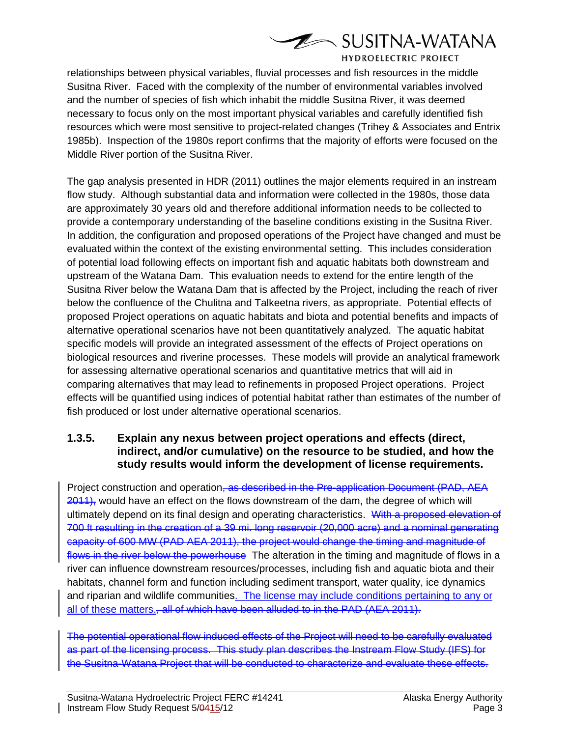relationships between physical variables, fluvial processes and fish resources in the middle Susitna River. Faced with the complexity of the number of environmental variables involved and the number of species of fish which inhabit the middle Susitna River, it was deemed necessary to focus only on the most important physical variables and carefully identified fish resources which were most sensitive to project-related changes (Trihey & Associates and Entrix 1985b). Inspection of the 1980s report confirms that the majority of efforts were focused on the Middle River portion of the Susitna River.

The gap analysis presented in HDR (2011) outlines the major elements required in an instream flow study. Although substantial data and information were collected in the 1980s, those data are approximately 30 years old and therefore additional information needs to be collected to provide a contemporary understanding of the baseline conditions existing in the Susitna River. In addition, the configuration and proposed operations of the Project have changed and must be evaluated within the context of the existing environmental setting. This includes consideration of potential load following effects on important fish and aquatic habitats both downstream and upstream of the Watana Dam. This evaluation needs to extend for the entire length of the Susitna River below the Watana Dam that is affected by the Project, including the reach of river below the confluence of the Chulitna and Talkeetna rivers, as appropriate. Potential effects of proposed Project operations on aquatic habitats and biota and potential benefits and impacts of alternative operational scenarios have not been quantitatively analyzed. The aquatic habitat specific models will provide an integrated assessment of the effects of Project operations on biological resources and riverine processes. These models will provide an analytical framework for assessing alternative operational scenarios and quantitative metrics that will aid in comparing alternatives that may lead to refinements in proposed Project operations. Project effects will be quantified using indices of potential habitat rather than estimates of the number of fish produced or lost under alternative operational scenarios.

### 1.3.5. Explain any nexus between project operations and effects (direct, indirect, and/or cumulative) on the resource to be studied, and how the study results would inform the development of license requirements.

Project construction and operation~~, as described in the Pre-application Document (PAD, AEA 2011),~~ would have an effect on the flows downstream of the dam, the degree of which will ultimately depend on its final design and operating characteristics. ~~With a proposed elevation of 700 ft resulting in the creation of a 39 mi. long reservoir (20,000 acre) and a nominal generating capacity of 600 MW (PAD AEA 2011), the project would change the timing and magnitude of flows in the river below the powerhouse~~ The alteration in the timing and magnitude of flows in a river can influence downstream resources/processes, including fish and aquatic biota and their habitats, channel form and function including sediment transport, water quality, ice dynamics and riparian and wildlife communities. The license may include conditions pertaining to any or all of these matters.~~, all of which have been alluded to in the PAD (AEA 2011).~~

~~The potential operational flow induced effects of the Project will need to be carefully evaluated as part of the licensing process. This study plan describes the Instream Flow Study (IFS) for the Susitna-Watana Project that will be conducted to characterize and evaluate these effects.~~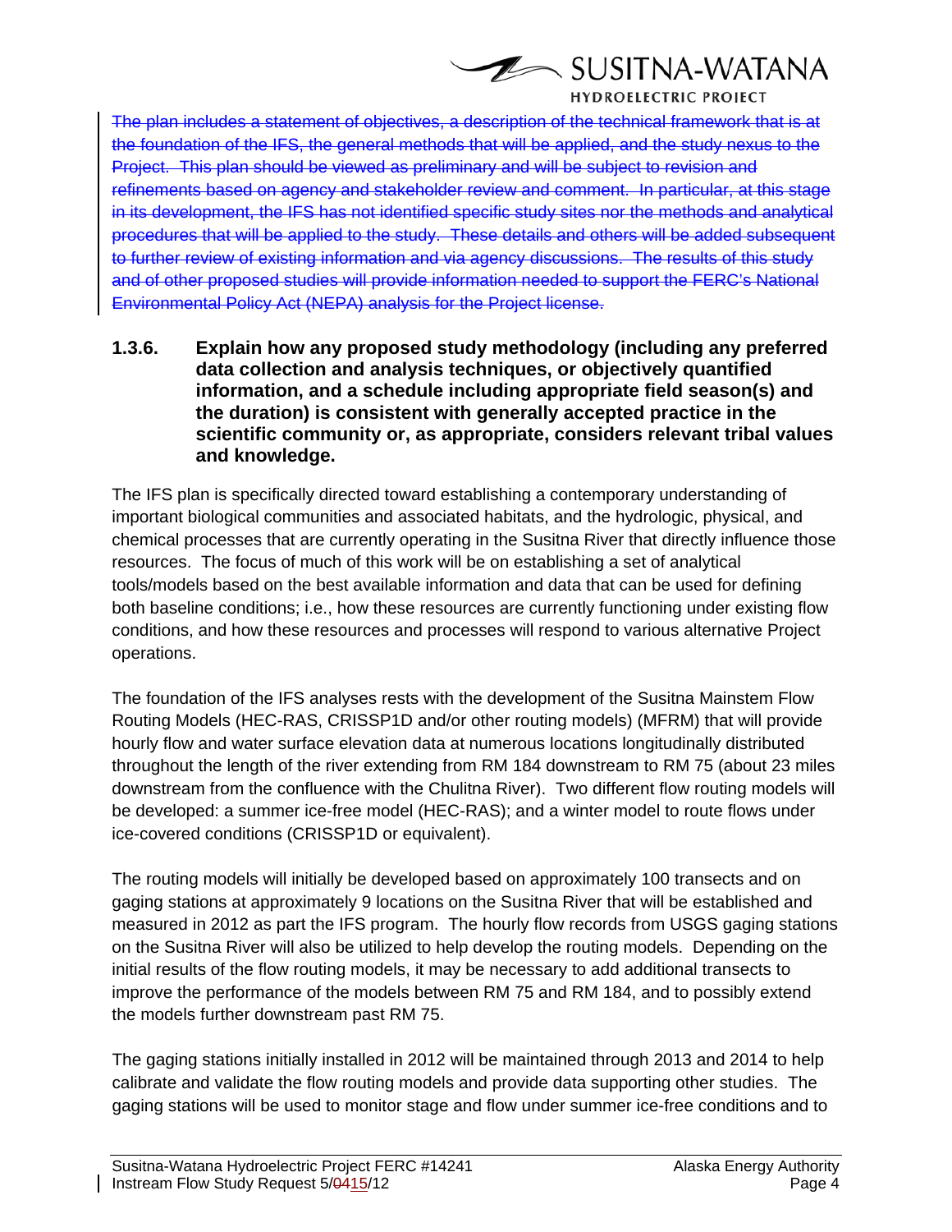~~The plan includes a statement of objectives, a description of the technical framework that is at the foundation of the IFS, the general methods that will be applied, and the study nexus to the Project. This plan should be viewed as preliminary and will be subject to revision and refinements based on agency and stakeholder review and comment. In particular, at this stage in its development, the IFS has not identified specific study sites nor the methods and analytical procedures that will be applied to the study. These details and others will be added subsequent to further review of existing information and via agency discussions. The results of this study and of other proposed studies will provide information needed to support the FERC's National Environmental Policy Act (NEPA) analysis for the Project license.~~

### 1.3.6. Explain how any proposed study methodology (including any preferred data collection and analysis techniques, or objectively quantified information, and a schedule including appropriate field season(s) and the duration) is consistent with generally accepted practice in the scientific community or, as appropriate, considers relevant tribal values and knowledge.

The IFS plan is specifically directed toward establishing a contemporary understanding of important biological communities and associated habitats, and the hydrologic, physical, and chemical processes that are currently operating in the Susitna River that directly influence those resources. The focus of much of this work will be on establishing a set of analytical tools/models based on the best available information and data that can be used for defining both baseline conditions; i.e., how these resources are currently functioning under existing flow conditions, and how these resources and processes will respond to various alternative Project operations.

The foundation of the IFS analyses rests with the development of the Susitna Mainstem Flow Routing Models (HEC-RAS, CRISSP1D and/or other routing models) (MFRM) that will provide hourly flow and water surface elevation data at numerous locations longitudinally distributed throughout the length of the river extending from RM 184 downstream to RM 75 (about 23 miles downstream from the confluence with the Chulitna River). Two different flow routing models will be developed: a summer ice-free model (HEC-RAS); and a winter model to route flows under ice-covered conditions (CRISSP1D or equivalent).

The routing models will initially be developed based on approximately 100 transects and on gaging stations at approximately 9 locations on the Susitna River that will be established and measured in 2012 as part the IFS program. The hourly flow records from USGS gaging stations on the Susitna River will also be utilized to help develop the routing models. Depending on the initial results of the flow routing models, it may be necessary to add additional transects to improve the performance of the models between RM 75 and RM 184, and to possibly extend the models further downstream past RM 75.

The gaging stations initially installed in 2012 will be maintained through 2013 and 2014 to help calibrate and validate the flow routing models and provide data supporting other studies. The gaging stations will be used to monitor stage and flow under summer ice-free conditions and to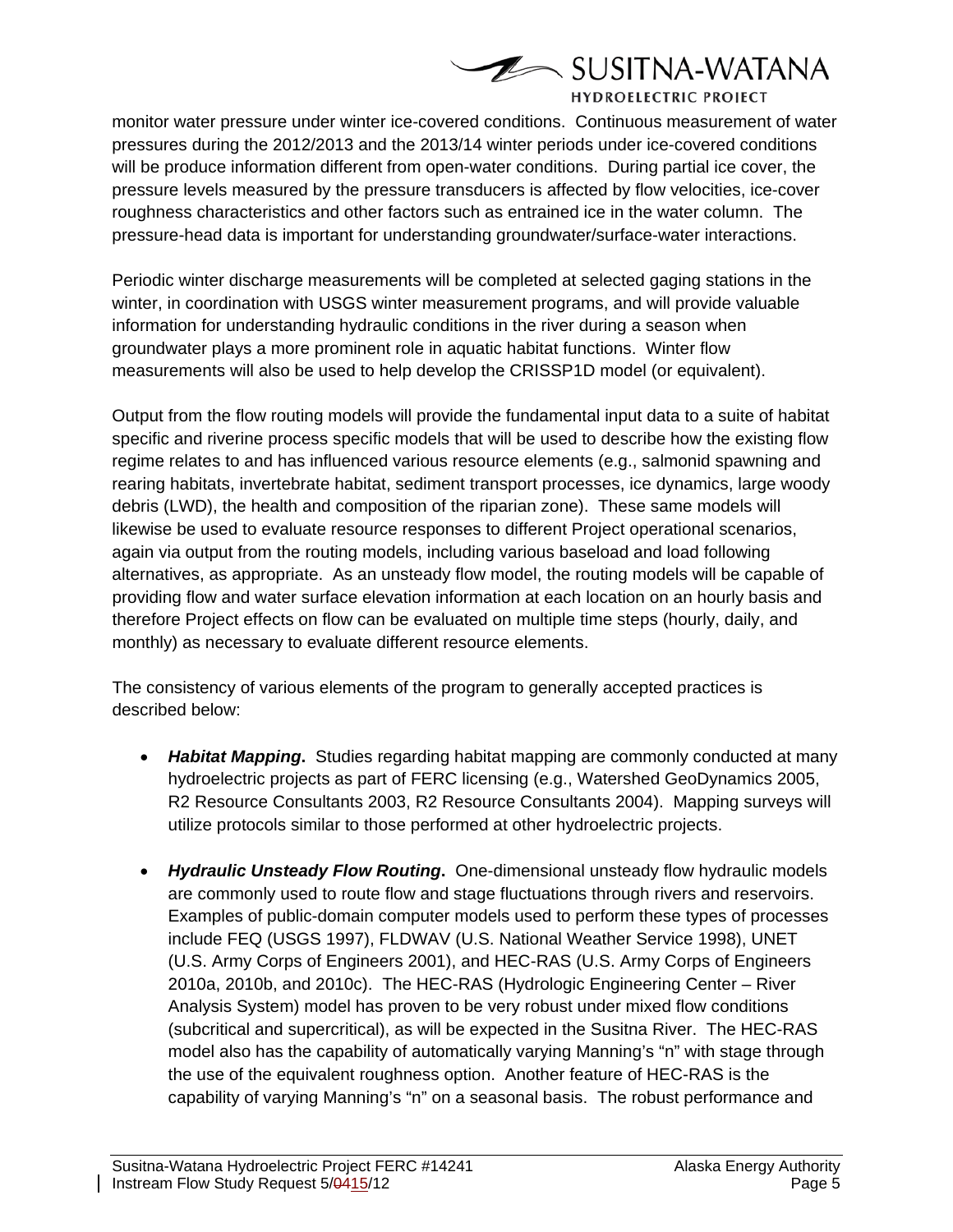monitor water pressure under winter ice-covered conditions. Continuous measurement of water pressures during the 2012/2013 and the 2013/14 winter periods under ice-covered conditions will be produce information different from open-water conditions. During partial ice cover, the pressure levels measured by the pressure transducers is affected by flow velocities, ice-cover roughness characteristics and other factors such as entrained ice in the water column. The pressure-head data is important for understanding groundwater/surface-water interactions.

Periodic winter discharge measurements will be completed at selected gaging stations in the winter, in coordination with USGS winter measurement programs, and will provide valuable information for understanding hydraulic conditions in the river during a season when groundwater plays a more prominent role in aquatic habitat functions. Winter flow measurements will also be used to help develop the CRISSP1D model (or equivalent).

Output from the flow routing models will provide the fundamental input data to a suite of habitat specific and riverine process specific models that will be used to describe how the existing flow regime relates to and has influenced various resource elements (e.g., salmonid spawning and rearing habitats, invertebrate habitat, sediment transport processes, ice dynamics, large woody debris (LWD), the health and composition of the riparian zone). These same models will likewise be used to evaluate resource responses to different Project operational scenarios, again via output from the routing models, including various baseload and load following alternatives, as appropriate. As an unsteady flow model, the routing models will be capable of providing flow and water surface elevation information at each location on an hourly basis and therefore Project effects on flow can be evaluated on multiple time steps (hourly, daily, and monthly) as necessary to evaluate different resource elements.

The consistency of various elements of the program to generally accepted practices is described below:

- ***Habitat Mapping*.** Studies regarding habitat mapping are commonly conducted at many hydroelectric projects as part of FERC licensing (e.g., Watershed GeoDynamics 2005, R2 Resource Consultants 2003, R2 Resource Consultants 2004). Mapping surveys will utilize protocols similar to those performed at other hydroelectric projects.
- ***Hydraulic Unsteady Flow Routing*.** One-dimensional unsteady flow hydraulic models are commonly used to route flow and stage fluctuations through rivers and reservoirs. Examples of public-domain computer models used to perform these types of processes include FEQ (USGS 1997), FLDWAV (U.S. National Weather Service 1998), UNET (U.S. Army Corps of Engineers 2001), and HEC-RAS (U.S. Army Corps of Engineers 2010a, 2010b, and 2010c). The HEC-RAS (Hydrologic Engineering Center – River Analysis System) model has proven to be very robust under mixed flow conditions (subcritical and supercritical), as will be expected in the Susitna River. The HEC-RAS model also has the capability of automatically varying Manning's "n" with stage through the use of the equivalent roughness option. Another feature of HEC-RAS is the capability of varying Manning's "n" on a seasonal basis. The robust performance and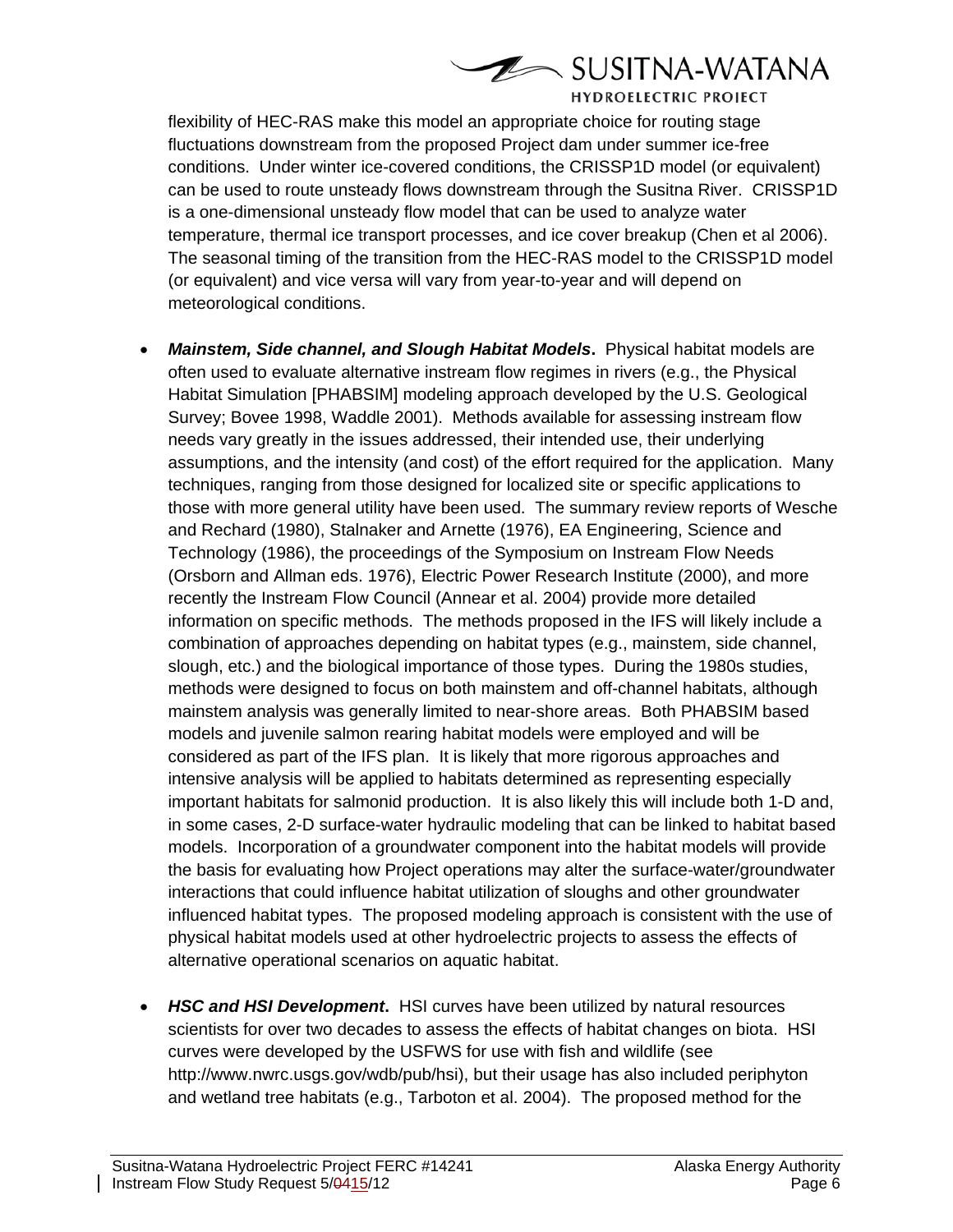flexibility of HEC-RAS make this model an appropriate choice for routing stage fluctuations downstream from the proposed Project dam under summer ice-free conditions. Under winter ice-covered conditions, the CRISSP1D model (or equivalent) can be used to route unsteady flows downstream through the Susitna River. CRISSP1D is a one-dimensional unsteady flow model that can be used to analyze water temperature, thermal ice transport processes, and ice cover breakup (Chen et al 2006). The seasonal timing of the transition from the HEC-RAS model to the CRISSP1D model (or equivalent) and vice versa will vary from year-to-year and will depend on meteorological conditions.

- ***Mainstem, Side channel, and Slough Habitat Models*.** Physical habitat models are often used to evaluate alternative instream flow regimes in rivers (e.g., the Physical Habitat Simulation [PHABSIM] modeling approach developed by the U.S. Geological Survey; Bovee 1998, Waddle 2001). Methods available for assessing instream flow needs vary greatly in the issues addressed, their intended use, their underlying assumptions, and the intensity (and cost) of the effort required for the application. Many techniques, ranging from those designed for localized site or specific applications to those with more general utility have been used. The summary review reports of Wesche and Rechard (1980), Stalnaker and Arnette (1976), EA Engineering, Science and Technology (1986), the proceedings of the Symposium on Instream Flow Needs (Orsborn and Allman eds. 1976), Electric Power Research Institute (2000), and more recently the Instream Flow Council (Annear et al. 2004) provide more detailed information on specific methods. The methods proposed in the IFS will likely include a combination of approaches depending on habitat types (e.g., mainstem, side channel, slough, etc.) and the biological importance of those types. During the 1980s studies, methods were designed to focus on both mainstem and off-channel habitats, although mainstem analysis was generally limited to near-shore areas. Both PHABSIM based models and juvenile salmon rearing habitat models were employed and will be considered as part of the IFS plan. It is likely that more rigorous approaches and intensive analysis will be applied to habitats determined as representing especially important habitats for salmonid production. It is also likely this will include both 1-D and, in some cases, 2-D surface-water hydraulic modeling that can be linked to habitat based models. Incorporation of a groundwater component into the habitat models will provide the basis for evaluating how Project operations may alter the surface-water/groundwater interactions that could influence habitat utilization of sloughs and other groundwater influenced habitat types. The proposed modeling approach is consistent with the use of physical habitat models used at other hydroelectric projects to assess the effects of alternative operational scenarios on aquatic habitat.

- ***HSC and HSI Development*.** HSI curves have been utilized by natural resources scientists for over two decades to assess the effects of habitat changes on biota. HSI curves were developed by the USFWS for use with fish and wildlife (see http://www.nwrc.usgs.gov/wdb/pub/hsi), but their usage has also included periphyton and wetland tree habitats (e.g., Tarboton et al. 2004). The proposed method for the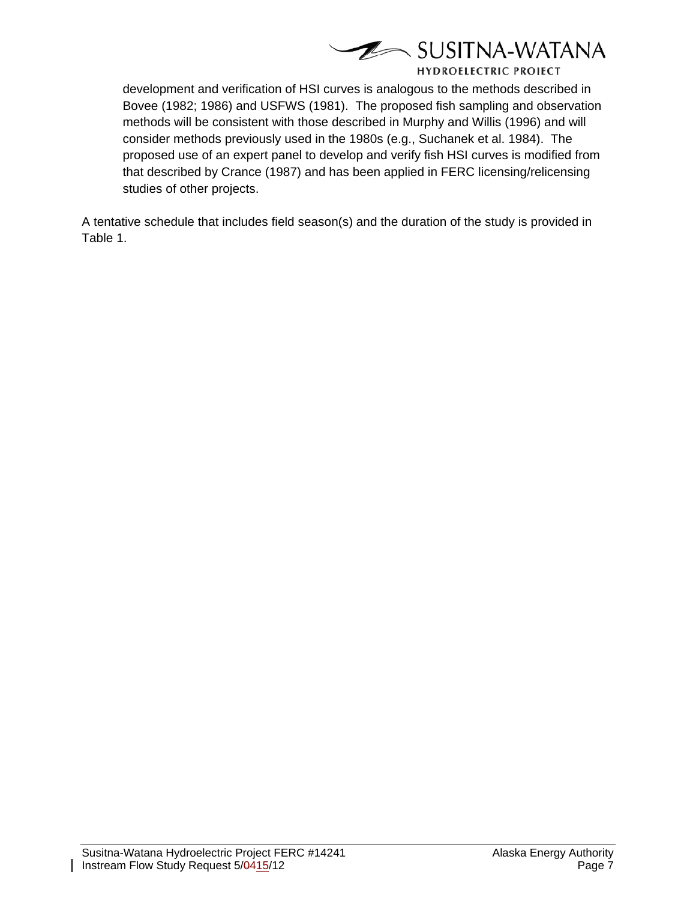development and verification of HSI curves is analogous to the methods described in Bovee (1982; 1986) and USFWS (1981). The proposed fish sampling and observation methods will be consistent with those described in Murphy and Willis (1996) and will consider methods previously used in the 1980s (e.g., Suchanek et al. 1984). The proposed use of an expert panel to develop and verify fish HSI curves is modified from that described by Crance (1987) and has been applied in FERC licensing/relicensing studies of other projects.

A tentative schedule that includes field season(s) and the duration of the study is provided in Table 1.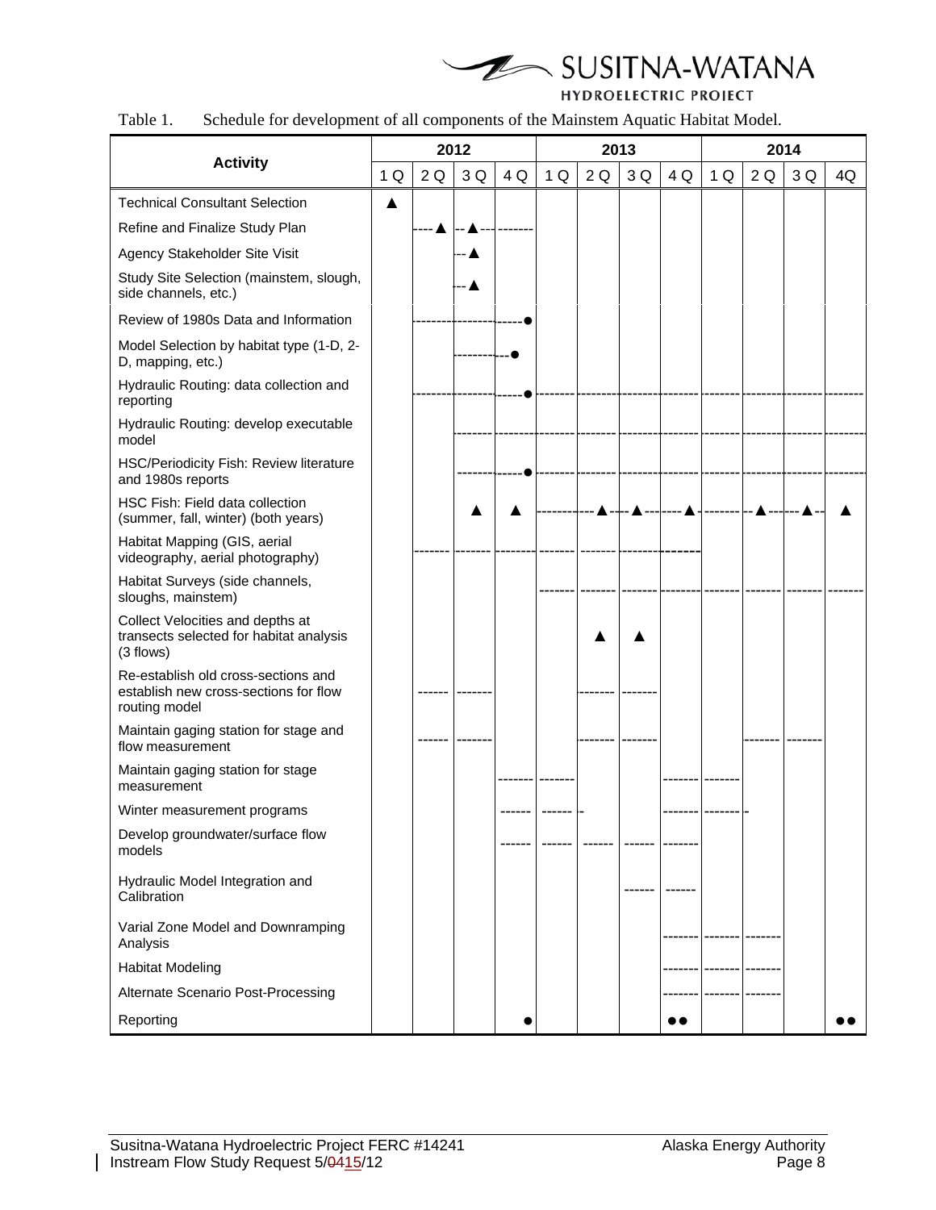Table 1. Schedule for development of all components of the Mainstem Aquatic Habitat Model.

| Activity | 2012 | | | | 2013 | | | | 2014 | | | |
|---|---|---|---|---|---|---|---|---|---|---|---|---|
| | 1 Q | 2 Q | 3 Q | 4 Q | 1 Q | 2 Q | 3 Q | 4 Q | 1 Q | 2 Q | 3 Q | 4Q |
| Technical Consultant Selection | ▲ | | | | | | | | | | | |
| Refine and Finalize Study Plan | | ----▲ | --▲--- | ------- | | | | | | | | |
| Agency Stakeholder Site Visit | | | --▲ | | | | | | | | | |
| Study Site Selection (mainstem, slough, side channels, etc.) | | | --▲ | | | | | | | | | |
| Review of 1980s Data and Information | | ------- | ------- | -----● | | | | | | | | |
| Model Selection by habitat type (1-D, 2-D, mapping, etc.) | | | ------- | ---● | | | | | | | | |
| Hydraulic Routing: data collection and reporting | | ------- | ------- | -----● | ------- | ------- | ------- | ------- | ------- | ------- | ------- | ------- |
| Hydraulic Routing: develop executable model | | | ------- | ------- | ------- | ------- | ------- | ------- | ------- | ------- | ------- | ------- |
| HSC/Periodicity Fish: Review literature and 1980s reports | | | ------- | -----● | ------- | ------- | ------- | ------- | ------- | ------- | ------- | ------- |
| HSC Fish: Field data collection (summer, fall, winter) (both years) | | | ▲ | ▲ | ------- | ----▲--- | -▲------ | ---▲- | ------- | --▲---- | ---▲-- | ▲ |
| Habitat Mapping (GIS, aerial videography, aerial photography) | | ------- | ------- | ------- | ------- | ------- | ------- | ------- | | | | |
| Habitat Surveys (side channels, sloughs, mainstem) | | | | | ------- | ------- | ------- | ------- | ------- | ------- | ------- | ------- |
| Collect Velocities and depths at transects selected for habitat analysis (3 flows) | | | | | | ▲ | ▲ | | | | | |
| Re-establish old cross-sections and establish new cross-sections for flow routing model | | ------ | ------- | | | ------- | ------- | | | | | |
| Maintain gaging station for stage and flow measurement | | ------ | ------- | | | ------- | ------- | | | ------- | ------- | |
| Maintain gaging station for stage measurement | | | | ------- | ------- | | | ------- | ------- | | | |
| Winter measurement programs | | | | ------ | ------ | - | | ------- | ------- | - | | |
| Develop groundwater/surface flow models | | | | ------ | ------ | ------ | ------ | ------- | | | | |
| Hydraulic Model Integration and Calibration | | | | | | | ------ | ------ | | | | |
| Varial Zone Model and Downramping Analysis | | | | | | | | ------- | ------- | ------- | | |
| Habitat Modeling | | | | | | | | ------- | ------- | ------- | | |
| Alternate Scenario Post-Processing | | | | | | | | ------- | ------- | ------- | | |
| Reporting | | | | ● | | | | ●● | | | | ●● |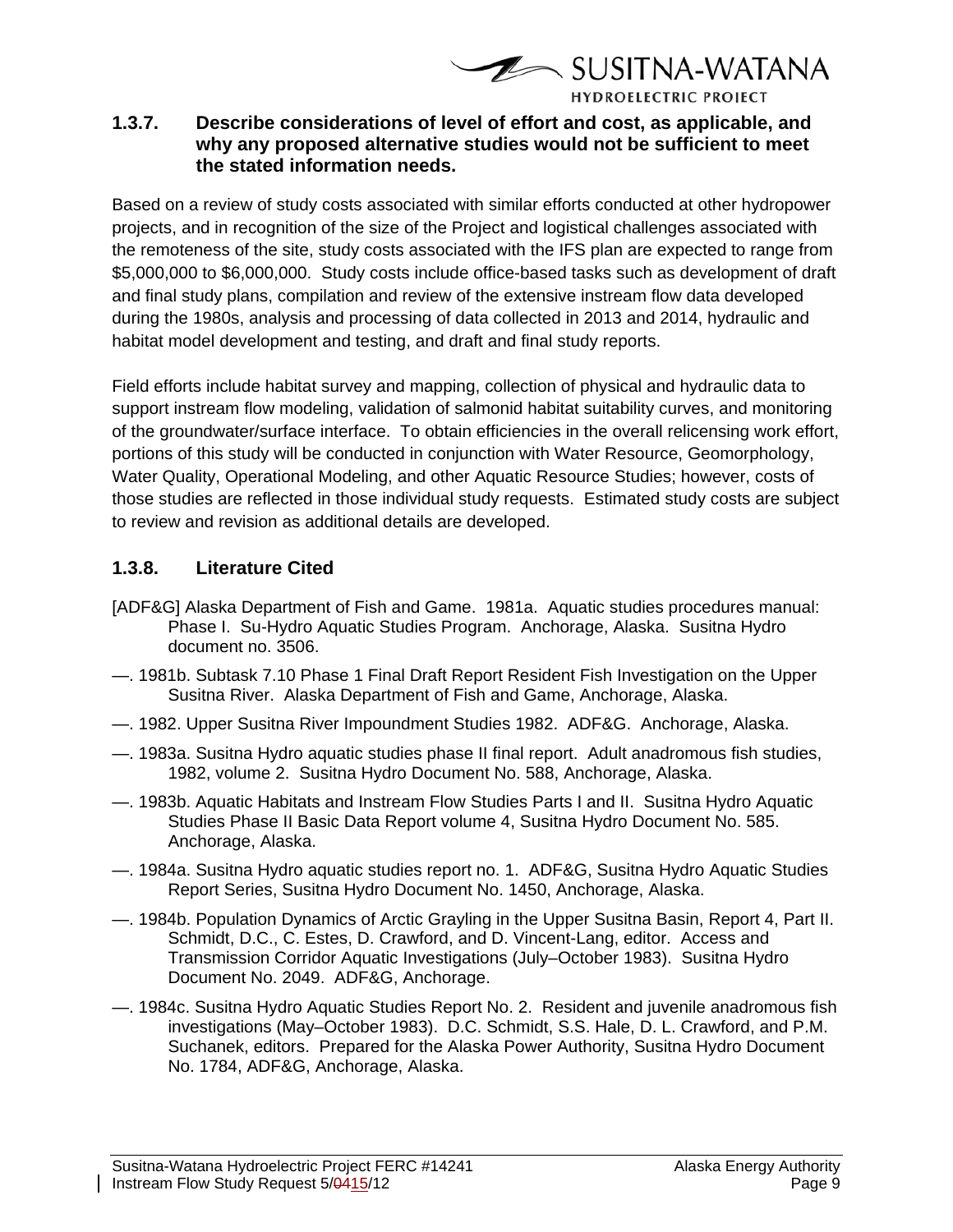### 1.3.7. Describe considerations of level of effort and cost, as applicable, and why any proposed alternative studies would not be sufficient to meet the stated information needs.

Based on a review of study costs associated with similar efforts conducted at other hydropower projects, and in recognition of the size of the Project and logistical challenges associated with the remoteness of the site, study costs associated with the IFS plan are expected to range from $5,000,000 to $6,000,000. Study costs include office-based tasks such as development of draft and final study plans, compilation and review of the extensive instream flow data developed during the 1980s, analysis and processing of data collected in 2013 and 2014, hydraulic and habitat model development and testing, and draft and final study reports.

Field efforts include habitat survey and mapping, collection of physical and hydraulic data to support instream flow modeling, validation of salmonid habitat suitability curves, and monitoring of the groundwater/surface interface. To obtain efficiencies in the overall relicensing work effort, portions of this study will be conducted in conjunction with Water Resource, Geomorphology, Water Quality, Operational Modeling, and other Aquatic Resource Studies; however, costs of those studies are reflected in those individual study requests. Estimated study costs are subject to review and revision as additional details are developed.

### 1.3.8. Literature Cited

[ADF&G] Alaska Department of Fish and Game. 1981a. Aquatic studies procedures manual: Phase I. Su-Hydro Aquatic Studies Program. Anchorage, Alaska. Susitna Hydro document no. 3506.

—. 1981b. Subtask 7.10 Phase 1 Final Draft Report Resident Fish Investigation on the Upper Susitna River. Alaska Department of Fish and Game, Anchorage, Alaska.

—. 1982. Upper Susitna River Impoundment Studies 1982. ADF&G. Anchorage, Alaska.

—. 1983a. Susitna Hydro aquatic studies phase II final report. Adult anadromous fish studies, 1982, volume 2. Susitna Hydro Document No. 588, Anchorage, Alaska.

—. 1983b. Aquatic Habitats and Instream Flow Studies Parts I and II. Susitna Hydro Aquatic Studies Phase II Basic Data Report volume 4, Susitna Hydro Document No. 585. Anchorage, Alaska.

—. 1984a. Susitna Hydro aquatic studies report no. 1. ADF&G, Susitna Hydro Aquatic Studies Report Series, Susitna Hydro Document No. 1450, Anchorage, Alaska.

—. 1984b. Population Dynamics of Arctic Grayling in the Upper Susitna Basin, Report 4, Part II. Schmidt, D.C., C. Estes, D. Crawford, and D. Vincent-Lang, editor. Access and Transmission Corridor Aquatic Investigations (July–October 1983). Susitna Hydro Document No. 2049. ADF&G, Anchorage.

—. 1984c. Susitna Hydro Aquatic Studies Report No. 2. Resident and juvenile anadromous fish investigations (May–October 1983). D.C. Schmidt, S.S. Hale, D. L. Crawford, and P.M. Suchanek, editors. Prepared for the Alaska Power Authority, Susitna Hydro Document No. 1784, ADF&G, Anchorage, Alaska.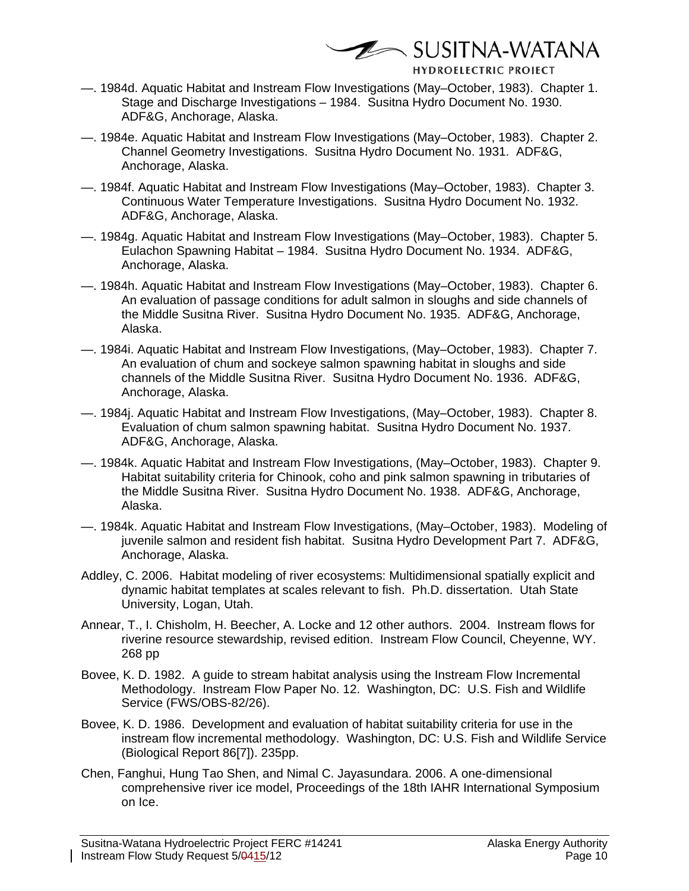—. 1984d. Aquatic Habitat and Instream Flow Investigations (May–October, 1983). Chapter 1. Stage and Discharge Investigations – 1984. Susitna Hydro Document No. 1930. ADF&G, Anchorage, Alaska.

—. 1984e. Aquatic Habitat and Instream Flow Investigations (May–October, 1983). Chapter 2. Channel Geometry Investigations. Susitna Hydro Document No. 1931. ADF&G, Anchorage, Alaska.

—. 1984f. Aquatic Habitat and Instream Flow Investigations (May–October, 1983). Chapter 3. Continuous Water Temperature Investigations. Susitna Hydro Document No. 1932. ADF&G, Anchorage, Alaska.

—. 1984g. Aquatic Habitat and Instream Flow Investigations (May–October, 1983). Chapter 5. Eulachon Spawning Habitat – 1984. Susitna Hydro Document No. 1934. ADF&G, Anchorage, Alaska.

—. 1984h. Aquatic Habitat and Instream Flow Investigations (May–October, 1983). Chapter 6. An evaluation of passage conditions for adult salmon in sloughs and side channels of the Middle Susitna River. Susitna Hydro Document No. 1935. ADF&G, Anchorage, Alaska.

—. 1984i. Aquatic Habitat and Instream Flow Investigations, (May–October, 1983). Chapter 7. An evaluation of chum and sockeye salmon spawning habitat in sloughs and side channels of the Middle Susitna River. Susitna Hydro Document No. 1936. ADF&G, Anchorage, Alaska.

—. 1984j. Aquatic Habitat and Instream Flow Investigations, (May–October, 1983). Chapter 8. Evaluation of chum salmon spawning habitat. Susitna Hydro Document No. 1937. ADF&G, Anchorage, Alaska.

—. 1984k. Aquatic Habitat and Instream Flow Investigations, (May–October, 1983). Chapter 9. Habitat suitability criteria for Chinook, coho and pink salmon spawning in tributaries of the Middle Susitna River. Susitna Hydro Document No. 1938. ADF&G, Anchorage, Alaska.

—. 1984k. Aquatic Habitat and Instream Flow Investigations, (May–October, 1983). Modeling of juvenile salmon and resident fish habitat. Susitna Hydro Development Part 7. ADF&G, Anchorage, Alaska.

Addley, C. 2006. Habitat modeling of river ecosystems: Multidimensional spatially explicit and dynamic habitat templates at scales relevant to fish. Ph.D. dissertation. Utah State University, Logan, Utah.

Annear, T., I. Chisholm, H. Beecher, A. Locke and 12 other authors. 2004. Instream flows for riverine resource stewardship, revised edition. Instream Flow Council, Cheyenne, WY. 268 pp

Bovee, K. D. 1982. A guide to stream habitat analysis using the Instream Flow Incremental Methodology. Instream Flow Paper No. 12. Washington, DC: U.S. Fish and Wildlife Service (FWS/OBS-82/26).

Bovee, K. D. 1986. Development and evaluation of habitat suitability criteria for use in the instream flow incremental methodology. Washington, DC: U.S. Fish and Wildlife Service (Biological Report 86[7]). 235pp.

Chen, Fanghui, Hung Tao Shen, and Nimal C. Jayasundara. 2006. A one-dimensional comprehensive river ice model, Proceedings of the 18th IAHR International Symposium on Ice.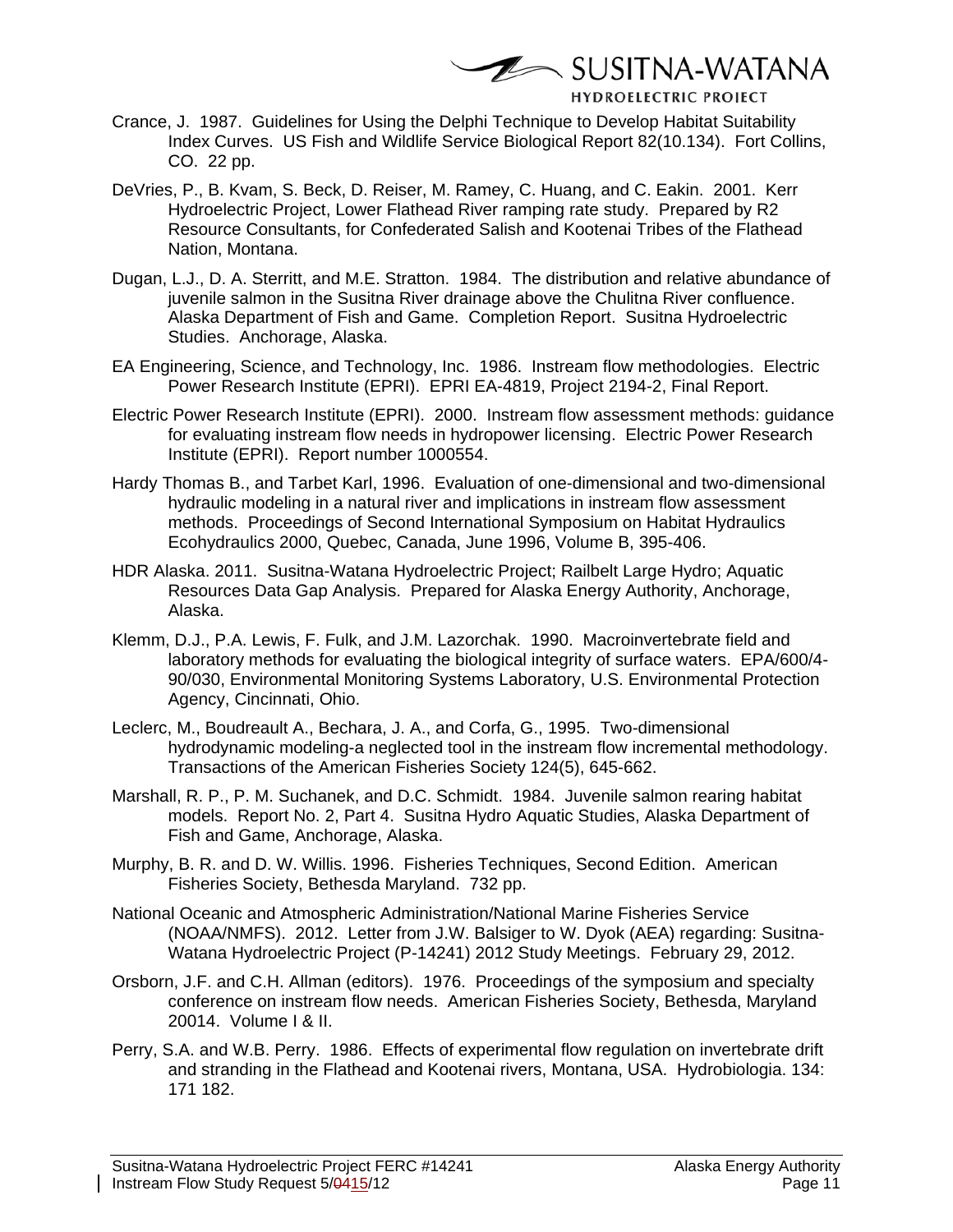Crance, J. 1987. Guidelines for Using the Delphi Technique to Develop Habitat Suitability Index Curves. US Fish and Wildlife Service Biological Report 82(10.134). Fort Collins, CO. 22 pp.

DeVries, P., B. Kvam, S. Beck, D. Reiser, M. Ramey, C. Huang, and C. Eakin. 2001. Kerr Hydroelectric Project, Lower Flathead River ramping rate study. Prepared by R2 Resource Consultants, for Confederated Salish and Kootenai Tribes of the Flathead Nation, Montana.

Dugan, L.J., D. A. Sterritt, and M.E. Stratton. 1984. The distribution and relative abundance of juvenile salmon in the Susitna River drainage above the Chulitna River confluence. Alaska Department of Fish and Game. Completion Report. Susitna Hydroelectric Studies. Anchorage, Alaska.

EA Engineering, Science, and Technology, Inc. 1986. Instream flow methodologies. Electric Power Research Institute (EPRI). EPRI EA-4819, Project 2194-2, Final Report.

Electric Power Research Institute (EPRI). 2000. Instream flow assessment methods: guidance for evaluating instream flow needs in hydropower licensing. Electric Power Research Institute (EPRI). Report number 1000554.

Hardy Thomas B., and Tarbet Karl, 1996. Evaluation of one-dimensional and two-dimensional hydraulic modeling in a natural river and implications in instream flow assessment methods. Proceedings of Second International Symposium on Habitat Hydraulics Ecohydraulics 2000, Quebec, Canada, June 1996, Volume B, 395-406.

HDR Alaska. 2011. Susitna-Watana Hydroelectric Project; Railbelt Large Hydro; Aquatic Resources Data Gap Analysis. Prepared for Alaska Energy Authority, Anchorage, Alaska.

Klemm, D.J., P.A. Lewis, F. Fulk, and J.M. Lazorchak. 1990. Macroinvertebrate field and laboratory methods for evaluating the biological integrity of surface waters. EPA/600/4-90/030, Environmental Monitoring Systems Laboratory, U.S. Environmental Protection Agency, Cincinnati, Ohio.

Leclerc, M., Boudreault A., Bechara, J. A., and Corfa, G., 1995. Two-dimensional hydrodynamic modeling-a neglected tool in the instream flow incremental methodology. Transactions of the American Fisheries Society 124(5), 645-662.

Marshall, R. P., P. M. Suchanek, and D.C. Schmidt. 1984. Juvenile salmon rearing habitat models. Report No. 2, Part 4. Susitna Hydro Aquatic Studies, Alaska Department of Fish and Game, Anchorage, Alaska.

Murphy, B. R. and D. W. Willis. 1996. Fisheries Techniques, Second Edition. American Fisheries Society, Bethesda Maryland. 732 pp.

National Oceanic and Atmospheric Administration/National Marine Fisheries Service (NOAA/NMFS). 2012. Letter from J.W. Balsiger to W. Dyok (AEA) regarding: Susitna-Watana Hydroelectric Project (P-14241) 2012 Study Meetings. February 29, 2012.

Orsborn, J.F. and C.H. Allman (editors). 1976. Proceedings of the symposium and specialty conference on instream flow needs. American Fisheries Society, Bethesda, Maryland 20014. Volume I & II.

Perry, S.A. and W.B. Perry. 1986. Effects of experimental flow regulation on invertebrate drift and stranding in the Flathead and Kootenai rivers, Montana, USA. Hydrobiologia. 134: 171 182.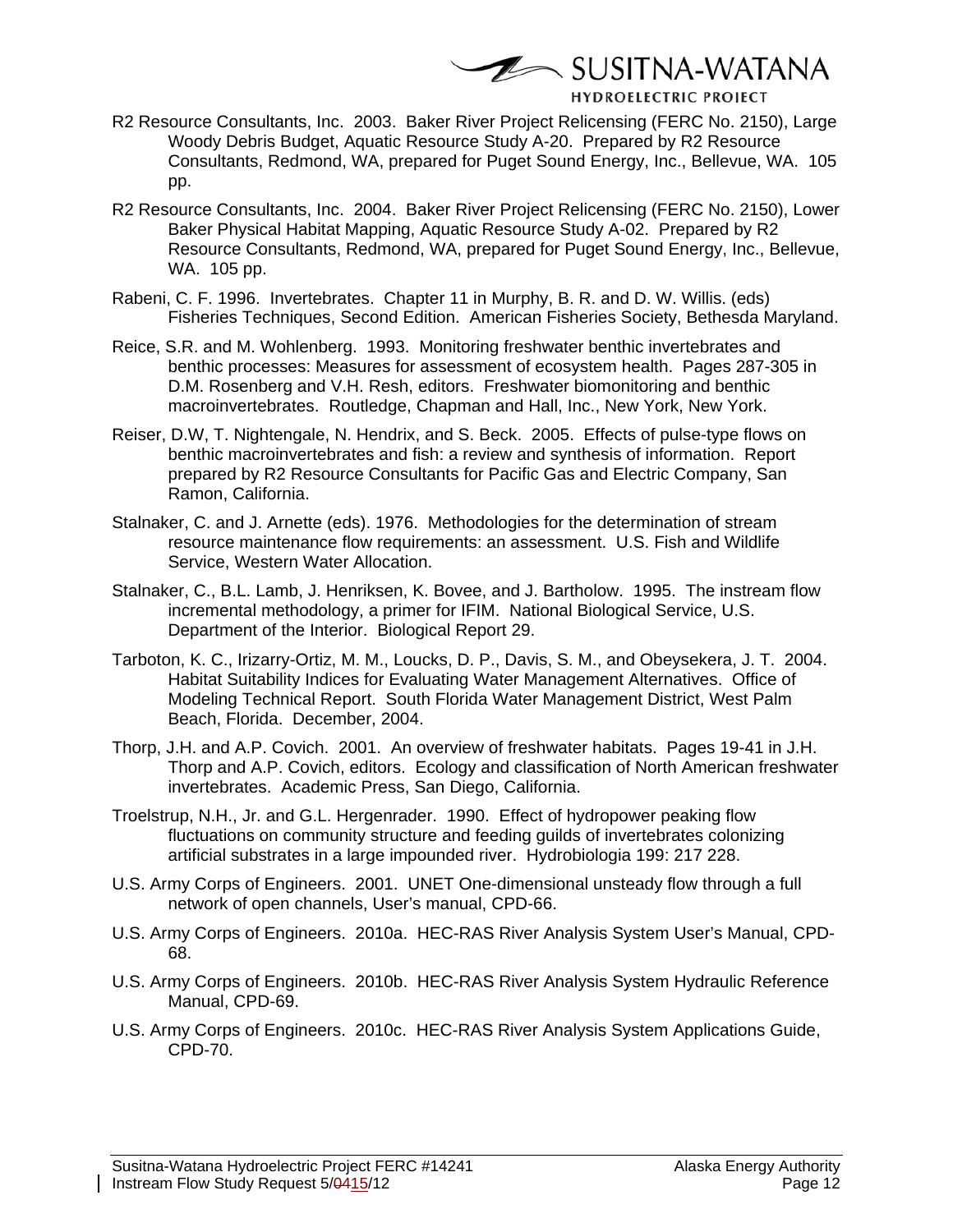R2 Resource Consultants, Inc. 2003. Baker River Project Relicensing (FERC No. 2150), Large Woody Debris Budget, Aquatic Resource Study A-20. Prepared by R2 Resource Consultants, Redmond, WA, prepared for Puget Sound Energy, Inc., Bellevue, WA. 105 pp.

R2 Resource Consultants, Inc. 2004. Baker River Project Relicensing (FERC No. 2150), Lower Baker Physical Habitat Mapping, Aquatic Resource Study A-02. Prepared by R2 Resource Consultants, Redmond, WA, prepared for Puget Sound Energy, Inc., Bellevue, WA. 105 pp.

Rabeni, C. F. 1996. Invertebrates. Chapter 11 in Murphy, B. R. and D. W. Willis. (eds) Fisheries Techniques, Second Edition. American Fisheries Society, Bethesda Maryland.

Reice, S.R. and M. Wohlenberg. 1993. Monitoring freshwater benthic invertebrates and benthic processes: Measures for assessment of ecosystem health. Pages 287-305 in D.M. Rosenberg and V.H. Resh, editors. Freshwater biomonitoring and benthic macroinvertebrates. Routledge, Chapman and Hall, Inc., New York, New York.

Reiser, D.W, T. Nightengale, N. Hendrix, and S. Beck. 2005. Effects of pulse-type flows on benthic macroinvertebrates and fish: a review and synthesis of information. Report prepared by R2 Resource Consultants for Pacific Gas and Electric Company, San Ramon, California.

Stalnaker, C. and J. Arnette (eds). 1976. Methodologies for the determination of stream resource maintenance flow requirements: an assessment. U.S. Fish and Wildlife Service, Western Water Allocation.

Stalnaker, C., B.L. Lamb, J. Henriksen, K. Bovee, and J. Bartholow. 1995. The instream flow incremental methodology, a primer for IFIM. National Biological Service, U.S. Department of the Interior. Biological Report 29.

Tarboton, K. C., Irizarry-Ortiz, M. M., Loucks, D. P., Davis, S. M., and Obeysekera, J. T. 2004. Habitat Suitability Indices for Evaluating Water Management Alternatives. Office of Modeling Technical Report. South Florida Water Management District, West Palm Beach, Florida. December, 2004.

Thorp, J.H. and A.P. Covich. 2001. An overview of freshwater habitats. Pages 19-41 in J.H. Thorp and A.P. Covich, editors. Ecology and classification of North American freshwater invertebrates. Academic Press, San Diego, California.

Troelstrup, N.H., Jr. and G.L. Hergenrader. 1990. Effect of hydropower peaking flow fluctuations on community structure and feeding guilds of invertebrates colonizing artificial substrates in a large impounded river. Hydrobiologia 199: 217 228.

U.S. Army Corps of Engineers. 2001. UNET One-dimensional unsteady flow through a full network of open channels, User's manual, CPD-66.

U.S. Army Corps of Engineers. 2010a. HEC-RAS River Analysis System User's Manual, CPD-68.

U.S. Army Corps of Engineers. 2010b. HEC-RAS River Analysis System Hydraulic Reference Manual, CPD-69.

U.S. Army Corps of Engineers. 2010c. HEC-RAS River Analysis System Applications Guide, CPD-70.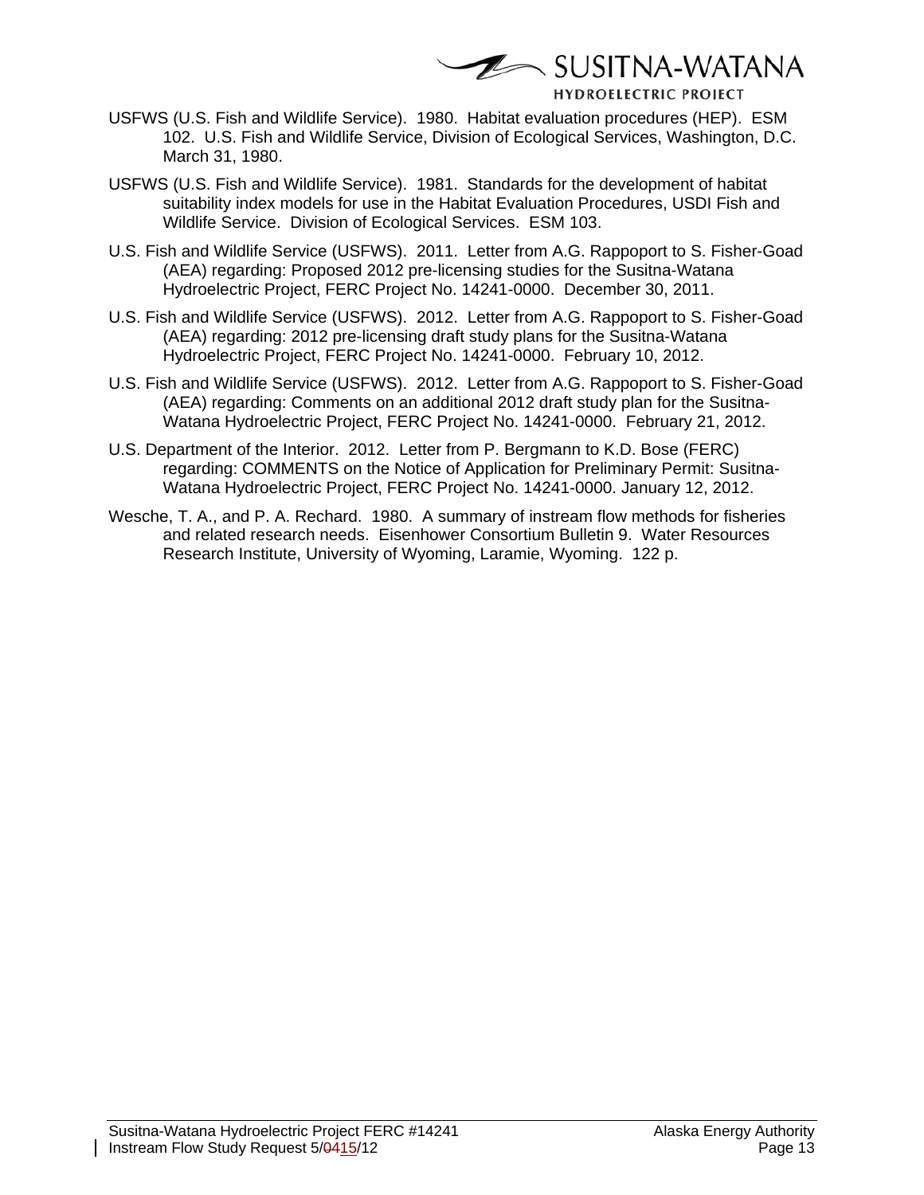USFWS (U.S. Fish and Wildlife Service). 1980. Habitat evaluation procedures (HEP). ESM 102. U.S. Fish and Wildlife Service, Division of Ecological Services, Washington, D.C. March 31, 1980.

USFWS (U.S. Fish and Wildlife Service). 1981. Standards for the development of habitat suitability index models for use in the Habitat Evaluation Procedures, USDI Fish and Wildlife Service. Division of Ecological Services. ESM 103.

U.S. Fish and Wildlife Service (USFWS). 2011. Letter from A.G. Rappoport to S. Fisher-Goad (AEA) regarding: Proposed 2012 pre-licensing studies for the Susitna-Watana Hydroelectric Project, FERC Project No. 14241-0000. December 30, 2011.

U.S. Fish and Wildlife Service (USFWS). 2012. Letter from A.G. Rappoport to S. Fisher-Goad (AEA) regarding: 2012 pre-licensing draft study plans for the Susitna-Watana Hydroelectric Project, FERC Project No. 14241-0000. February 10, 2012.

U.S. Fish and Wildlife Service (USFWS). 2012. Letter from A.G. Rappoport to S. Fisher-Goad (AEA) regarding: Comments on an additional 2012 draft study plan for the Susitna-Watana Hydroelectric Project, FERC Project No. 14241-0000. February 21, 2012.

U.S. Department of the Interior. 2012. Letter from P. Bergmann to K.D. Bose (FERC) regarding: COMMENTS on the Notice of Application for Preliminary Permit: Susitna-Watana Hydroelectric Project, FERC Project No. 14241-0000. January 12, 2012.

Wesche, T. A., and P. A. Rechard. 1980. A summary of instream flow methods for fisheries and related research needs. Eisenhower Consortium Bulletin 9. Water Resources Research Institute, University of Wyoming, Laramie, Wyoming. 122 p.